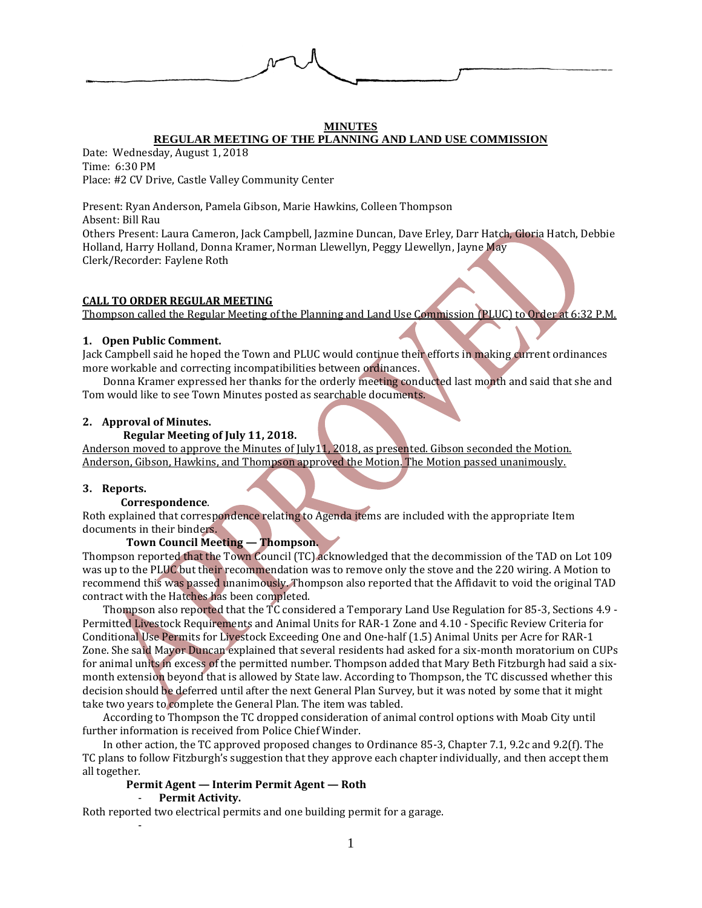**MINUTES**

**REGULAR MEETING OF THE PLANNING AND LAND USE COMMISSION**

Date: Wednesday, August 1, 2018
Time: 6:30 PM
Place: #2 CV Drive, Castle Valley Community Center

Present: Ryan Anderson, Pamela Gibson, Marie Hawkins, Colleen Thompson
Absent: Bill Rau
Others Present: Laura Cameron, Jack Campbell, Jazmine Duncan, Dave Erley, Darr Hatch, Gloria Hatch, Debbie Holland, Harry Holland, Donna Kramer, Norman Llewellyn, Peggy Llewellyn, Jayne May
Clerk/Recorder: Faylene Roth

**CALL TO ORDER REGULAR MEETING**

Thompson called the Regular Meeting of the Planning and Land Use Commission (PLUC) to Order at 6:32 P.M.

**1. Open Public Comment.**

Jack Campbell said he hoped the Town and PLUC would continue their efforts in making current ordinances more workable and correcting incompatibilities between ordinances.

Donna Kramer expressed her thanks for the orderly meeting conducted last month and said that she and Tom would like to see Town Minutes posted as searchable documents.

**2. Approval of Minutes.**

**Regular Meeting of July 11, 2018.**

Anderson moved to approve the Minutes of July11, 2018, as presented. Gibson seconded the Motion. Anderson, Gibson, Hawkins, and Thompson approved the Motion. The Motion passed unanimously.

**3. Reports.**

**Correspondence**.

Roth explained that correspondence relating to Agenda items are included with the appropriate Item documents in their binders.

**Town Council Meeting — Thompson.**

Thompson reported that the Town Council (TC) acknowledged that the decommission of the TAD on Lot 109 was up to the PLUC but their recommendation was to remove only the stove and the 220 wiring. A Motion to recommend this was passed unanimously. Thompson also reported that the Affidavit to void the original TAD contract with the Hatches has been completed.

Thompson also reported that the TC considered a Temporary Land Use Regulation for 85-3, Sections 4.9 - Permitted Livestock Requirements and Animal Units for RAR-1 Zone and 4.10 - Specific Review Criteria for Conditional Use Permits for Livestock Exceeding One and One-half (1.5) Animal Units per Acre for RAR-1 Zone. She said Mayor Duncan explained that several residents had asked for a six-month moratorium on CUPs for animal units in excess of the permitted number. Thompson added that Mary Beth Fitzburgh had said a six-month extension beyond that is allowed by State law. According to Thompson, the TC discussed whether this decision should be deferred until after the next General Plan Survey, but it was noted by some that it might take two years to complete the General Plan. The item was tabled.

According to Thompson the TC dropped consideration of animal control options with Moab City until further information is received from Police Chief Winder.

In other action, the TC approved proposed changes to Ordinance 85-3, Chapter 7.1, 9.2c and 9.2(f). The TC plans to follow Fitzburgh's suggestion that they approve each chapter individually, and then accept them all together.

**Permit Agent — Interim Permit Agent — Roth**

- **Permit Activity.**

Roth reported two electrical permits and one building permit for a garage.

-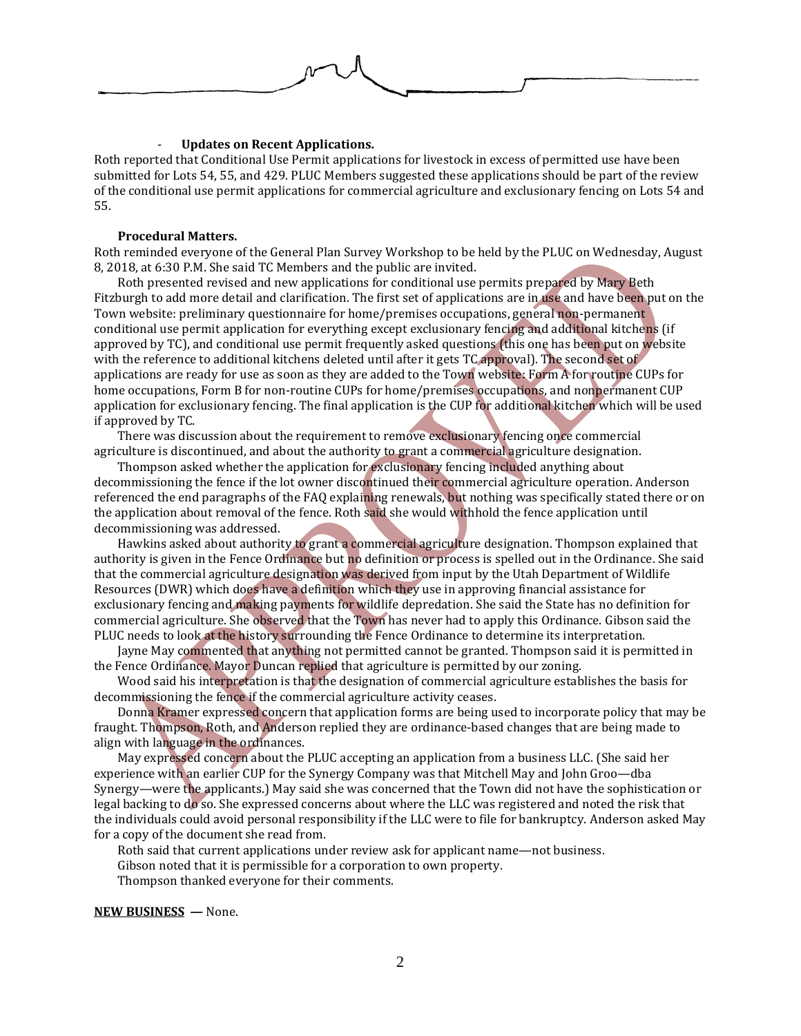- **Updates on Recent Applications.**

Roth reported that Conditional Use Permit applications for livestock in excess of permitted use have been submitted for Lots 54, 55, and 429. PLUC Members suggested these applications should be part of the review of the conditional use permit applications for commercial agriculture and exclusionary fencing on Lots 54 and 55.

**Procedural Matters.**

Roth reminded everyone of the General Plan Survey Workshop to be held by the PLUC on Wednesday, August 8, 2018, at 6:30 P.M. She said TC Members and the public are invited.

Roth presented revised and new applications for conditional use permits prepared by Mary Beth Fitzburgh to add more detail and clarification. The first set of applications are in use and have been put on the Town website: preliminary questionnaire for home/premises occupations, general non-permanent conditional use permit application for everything except exclusionary fencing and additional kitchens (if approved by TC), and conditional use permit frequently asked questions (this one has been put on website with the reference to additional kitchens deleted until after it gets TC approval). The second set of applications are ready for use as soon as they are added to the Town website: Form A for routine CUPs for home occupations, Form B for non-routine CUPs for home/premises occupations, and nonpermanent CUP application for exclusionary fencing. The final application is the CUP for additional kitchen which will be used if approved by TC.

There was discussion about the requirement to remove exclusionary fencing once commercial agriculture is discontinued, and about the authority to grant a commercial agriculture designation.

Thompson asked whether the application for exclusionary fencing included anything about decommissioning the fence if the lot owner discontinued their commercial agriculture operation. Anderson referenced the end paragraphs of the FAQ explaining renewals, but nothing was specifically stated there or on the application about removal of the fence. Roth said she would withhold the fence application until decommissioning was addressed.

Hawkins asked about authority to grant a commercial agriculture designation. Thompson explained that authority is given in the Fence Ordinance but no definition or process is spelled out in the Ordinance. She said that the commercial agriculture designation was derived from input by the Utah Department of Wildlife Resources (DWR) which does have a definition which they use in approving financial assistance for exclusionary fencing and making payments for wildlife depredation. She said the State has no definition for commercial agriculture. She observed that the Town has never had to apply this Ordinance. Gibson said the PLUC needs to look at the history surrounding the Fence Ordinance to determine its interpretation.

Jayne May commented that anything not permitted cannot be granted. Thompson said it is permitted in the Fence Ordinance. Mayor Duncan replied that agriculture is permitted by our zoning.

Wood said his interpretation is that the designation of commercial agriculture establishes the basis for decommissioning the fence if the commercial agriculture activity ceases.

Donna Kramer expressed concern that application forms are being used to incorporate policy that may be fraught. Thompson, Roth, and Anderson replied they are ordinance-based changes that are being made to align with language in the ordinances.

May expressed concern about the PLUC accepting an application from a business LLC. (She said her experience with an earlier CUP for the Synergy Company was that Mitchell May and John Groo—dba Synergy—were the applicants.) May said she was concerned that the Town did not have the sophistication or legal backing to do so. She expressed concerns about where the LLC was registered and noted the risk that the individuals could avoid personal responsibility if the LLC were to file for bankruptcy. Anderson asked May for a copy of the document she read from.

Roth said that current applications under review ask for applicant name—not business.

Gibson noted that it is permissible for a corporation to own property.

Thompson thanked everyone for their comments.

**NEW BUSINESS** — None.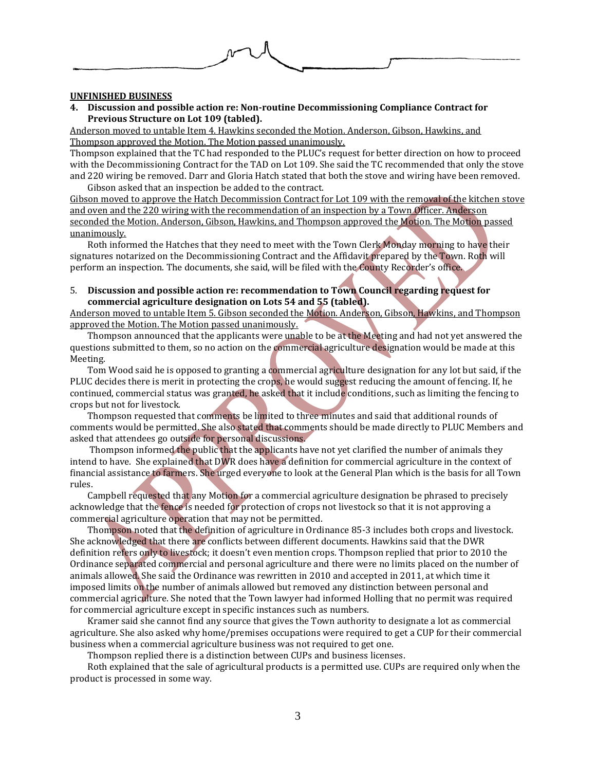**UNFINISHED BUSINESS**

**4. Discussion and possible action re: Non-routine Decommissioning Compliance Contract for Previous Structure on Lot 109 (tabled).**

Anderson moved to untable Item 4. Hawkins seconded the Motion. Anderson, Gibson, Hawkins, and Thompson approved the Motion. The Motion passed unanimously.

Thompson explained that the TC had responded to the PLUC's request for better direction on how to proceed with the Decommissioning Contract for the TAD on Lot 109. She said the TC recommended that only the stove and 220 wiring be removed. Darr and Gloria Hatch stated that both the stove and wiring have been removed.

Gibson asked that an inspection be added to the contract.

Gibson moved to approve the Hatch Decommission Contract for Lot 109 with the removal of the kitchen stove and oven and the 220 wiring with the recommendation of an inspection by a Town Officer. Anderson seconded the Motion. Anderson, Gibson, Hawkins, and Thompson approved the Motion. The Motion passed unanimously.

Roth informed the Hatches that they need to meet with the Town Clerk Monday morning to have their signatures notarized on the Decommissioning Contract and the Affidavit prepared by the Town. Roth will perform an inspection. The documents, she said, will be filed with the County Recorder's office.

5. **Discussion and possible action re: recommendation to Town Council regarding request for commercial agriculture designation on Lots 54 and 55 (tabled).**

Anderson moved to untable Item 5. Gibson seconded the Motion. Anderson, Gibson, Hawkins, and Thompson approved the Motion. The Motion passed unanimously.

Thompson announced that the applicants were unable to be at the Meeting and had not yet answered the questions submitted to them, so no action on the commercial agriculture designation would be made at this Meeting.

Tom Wood said he is opposed to granting a commercial agriculture designation for any lot but said, if the PLUC decides there is merit in protecting the crops, he would suggest reducing the amount of fencing. If, he continued, commercial status was granted, he asked that it include conditions, such as limiting the fencing to crops but not for livestock.

Thompson requested that comments be limited to three minutes and said that additional rounds of comments would be permitted. She also stated that comments should be made directly to PLUC Members and asked that attendees go outside for personal discussions.

Thompson informed the public that the applicants have not yet clarified the number of animals they intend to have. She explained that DWR does have a definition for commercial agriculture in the context of financial assistance to farmers. She urged everyone to look at the General Plan which is the basis for all Town rules.

Campbell requested that any Motion for a commercial agriculture designation be phrased to precisely acknowledge that the fence is needed for protection of crops not livestock so that it is not approving a commercial agriculture operation that may not be permitted.

Thompson noted that the definition of agriculture in Ordinance 85-3 includes both crops and livestock. She acknowledged that there are conflicts between different documents. Hawkins said that the DWR definition refers only to livestock; it doesn't even mention crops. Thompson replied that prior to 2010 the Ordinance separated commercial and personal agriculture and there were no limits placed on the number of animals allowed. She said the Ordinance was rewritten in 2010 and accepted in 2011, at which time it imposed limits on the number of animals allowed but removed any distinction between personal and commercial agriculture. She noted that the Town lawyer had informed Holling that no permit was required for commercial agriculture except in specific instances such as numbers.

Kramer said she cannot find any source that gives the Town authority to designate a lot as commercial agriculture. She also asked why home/premises occupations were required to get a CUP for their commercial business when a commercial agriculture business was not required to get one.

Thompson replied there is a distinction between CUPs and business licenses.

Roth explained that the sale of agricultural products is a permitted use. CUPs are required only when the product is processed in some way.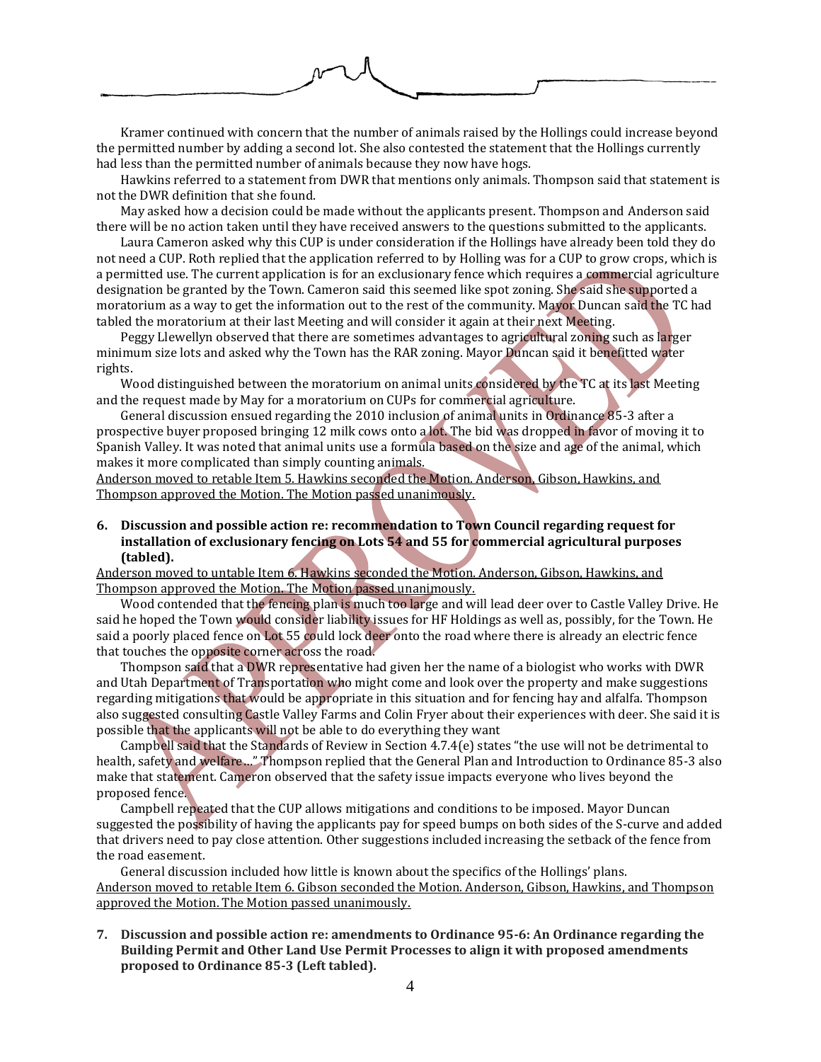Kramer continued with concern that the number of animals raised by the Hollings could increase beyond the permitted number by adding a second lot. She also contested the statement that the Hollings currently had less than the permitted number of animals because they now have hogs.

Hawkins referred to a statement from DWR that mentions only animals. Thompson said that statement is not the DWR definition that she found.

May asked how a decision could be made without the applicants present. Thompson and Anderson said there will be no action taken until they have received answers to the questions submitted to the applicants.

Laura Cameron asked why this CUP is under consideration if the Hollings have already been told they do not need a CUP. Roth replied that the application referred to by Holling was for a CUP to grow crops, which is a permitted use. The current application is for an exclusionary fence which requires a commercial agriculture designation be granted by the Town. Cameron said this seemed like spot zoning. She said she supported a moratorium as a way to get the information out to the rest of the community. Mayor Duncan said the TC had tabled the moratorium at their last Meeting and will consider it again at their next Meeting.

Peggy Llewellyn observed that there are sometimes advantages to agricultural zoning such as larger minimum size lots and asked why the Town has the RAR zoning. Mayor Duncan said it benefitted water rights.

Wood distinguished between the moratorium on animal units considered by the TC at its last Meeting and the request made by May for a moratorium on CUPs for commercial agriculture.

General discussion ensued regarding the 2010 inclusion of animal units in Ordinance 85-3 after a prospective buyer proposed bringing 12 milk cows onto a lot. The bid was dropped in favor of moving it to Spanish Valley. It was noted that animal units use a formula based on the size and age of the animal, which makes it more complicated than simply counting animals.

<u>Anderson moved to retable Item 5. Hawkins seconded the Motion. Anderson, Gibson, Hawkins, and Thompson approved the Motion. The Motion passed unanimously.</u>

**6. Discussion and possible action re: recommendation to Town Council regarding request for installation of exclusionary fencing on Lots 54 and 55 for commercial agricultural purposes (tabled).**

<u>Anderson moved to untable Item 6. Hawkins seconded the Motion. Anderson, Gibson, Hawkins, and Thompson approved the Motion. The Motion passed unanimously.</u>

Wood contended that the fencing plan is much too large and will lead deer over to Castle Valley Drive. He said he hoped the Town would consider liability issues for HF Holdings as well as, possibly, for the Town. He said a poorly placed fence on Lot 55 could lock deer onto the road where there is already an electric fence that touches the opposite corner across the road.

Thompson said that a DWR representative had given her the name of a biologist who works with DWR and Utah Department of Transportation who might come and look over the property and make suggestions regarding mitigations that would be appropriate in this situation and for fencing hay and alfalfa. Thompson also suggested consulting Castle Valley Farms and Colin Fryer about their experiences with deer. She said it is possible that the applicants will not be able to do everything they want

Campbell said that the Standards of Review in Section 4.7.4(e) states "the use will not be detrimental to health, safety and welfare…" Thompson replied that the General Plan and Introduction to Ordinance 85-3 also make that statement. Cameron observed that the safety issue impacts everyone who lives beyond the proposed fence.

Campbell repeated that the CUP allows mitigations and conditions to be imposed. Mayor Duncan suggested the possibility of having the applicants pay for speed bumps on both sides of the S-curve and added that drivers need to pay close attention. Other suggestions included increasing the setback of the fence from the road easement.

General discussion included how little is known about the specifics of the Hollings' plans.

<u>Anderson moved to retable Item 6. Gibson seconded the Motion. Anderson, Gibson, Hawkins, and Thompson approved the Motion. The Motion passed unanimously.</u>

**7. Discussion and possible action re: amendments to Ordinance 95-6: An Ordinance regarding the Building Permit and Other Land Use Permit Processes to align it with proposed amendments proposed to Ordinance 85-3 (Left tabled).**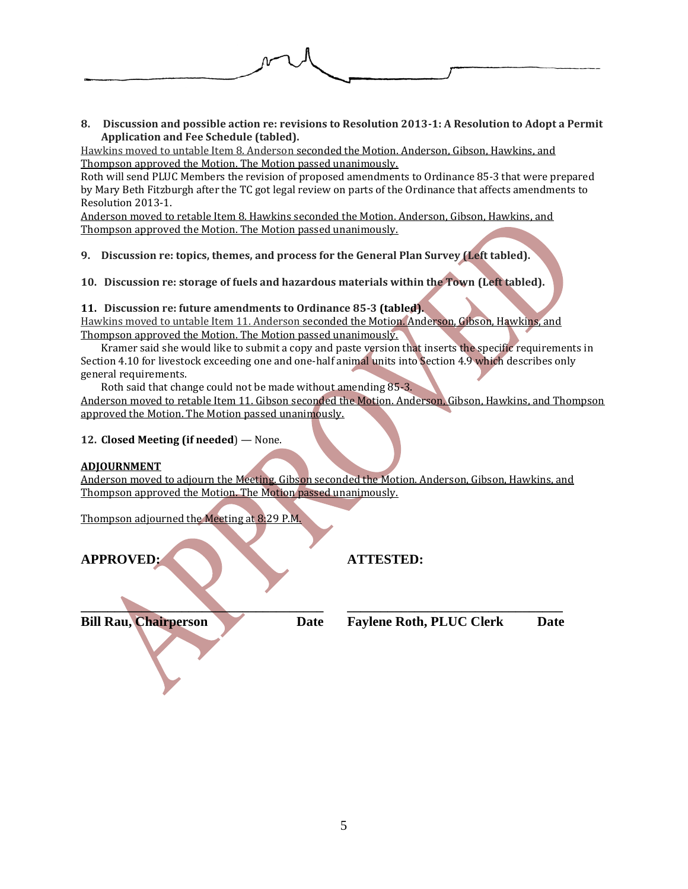**8. Discussion and possible action re: revisions to Resolution 2013-1: A Resolution to Adopt a Permit Application and Fee Schedule (tabled).**

Hawkins moved to untable Item 8. Anderson seconded the Motion. Anderson, Gibson, Hawkins, and Thompson approved the Motion. The Motion passed unanimously.

Roth will send PLUC Members the revision of proposed amendments to Ordinance 85-3 that were prepared by Mary Beth Fitzburgh after the TC got legal review on parts of the Ordinance that affects amendments to Resolution 2013-1.

Anderson moved to retable Item 8. Hawkins seconded the Motion. Anderson, Gibson, Hawkins, and Thompson approved the Motion. The Motion passed unanimously.

**9. Discussion re: topics, themes, and process for the General Plan Survey (Left tabled).**

**10. Discussion re: storage of fuels and hazardous materials within the Town (Left tabled).**

**11. Discussion re: future amendments to Ordinance 85-3 (tabled).**

Hawkins moved to untable Item 11. Anderson seconded the Motion. Anderson, Gibson, Hawkins, and Thompson approved the Motion. The Motion passed unanimously.

Kramer said she would like to submit a copy and paste version that inserts the specific requirements in Section 4.10 for livestock exceeding one and one-half animal units into Section 4.9 which describes only general requirements.

Roth said that change could not be made without amending 85-3.

Anderson moved to retable Item 11. Gibson seconded the Motion. Anderson, Gibson, Hawkins, and Thompson approved the Motion. The Motion passed unanimously.

**12. Closed Meeting (if needed)** — None.

**ADJOURNMENT**

Anderson moved to adjourn the Meeting. Gibson seconded the Motion. Anderson, Gibson, Hawkins, and Thompson approved the Motion. The Motion passed unanimously.

Thompson adjourned the Meeting at 8:29 P.M.

**APPROVED:** **ATTESTED:**

_______________________________________ _______________________________________

**Bill Rau, Chairperson Date** **Faylene Roth, PLUC Clerk Date**

APPROVED